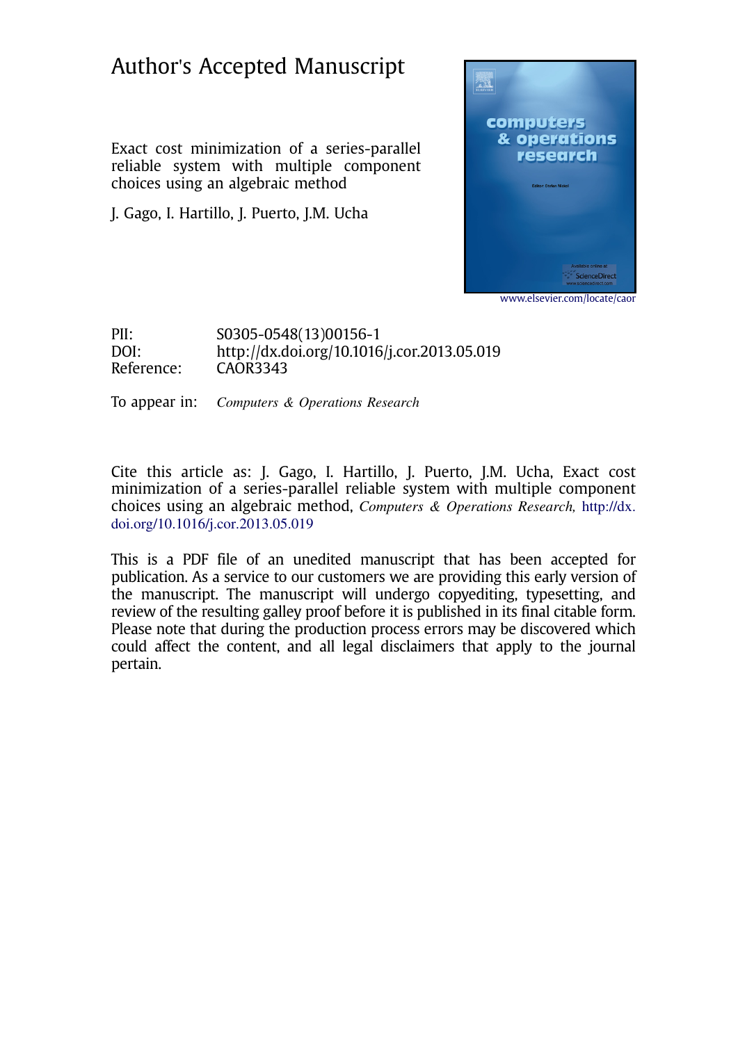# Author's Accepted Manuscript

Exact cost minimization of a series-parallel reliable system with multiple component choices using an algebraic method

J. Gago, I. Hartillo, J. Puerto, J.M. Ucha

www.elsevier.com/locate/caor

| | |
|---|---|
| PII: | S0305-0548(13)00156-1 |
| DOI: | http://dx.doi.org/10.1016/j.cor.2013.05.019 |
| Reference: | CAOR3343 |

To appear in: *Computers & Operations Research*

Cite this article as: J. Gago, I. Hartillo, J. Puerto, J.M. Ucha, Exact cost minimization of a series-parallel reliable system with multiple component choices using an algebraic method, *Computers & Operations Research,* http://dx.doi.org/10.1016/j.cor.2013.05.019

This is a PDF file of an unedited manuscript that has been accepted for publication. As a service to our customers we are providing this early version of the manuscript. The manuscript will undergo copyediting, typesetting, and review of the resulting galley proof before it is published in its final citable form. Please note that during the production process errors may be discovered which could affect the content, and all legal disclaimers that apply to the journal pertain.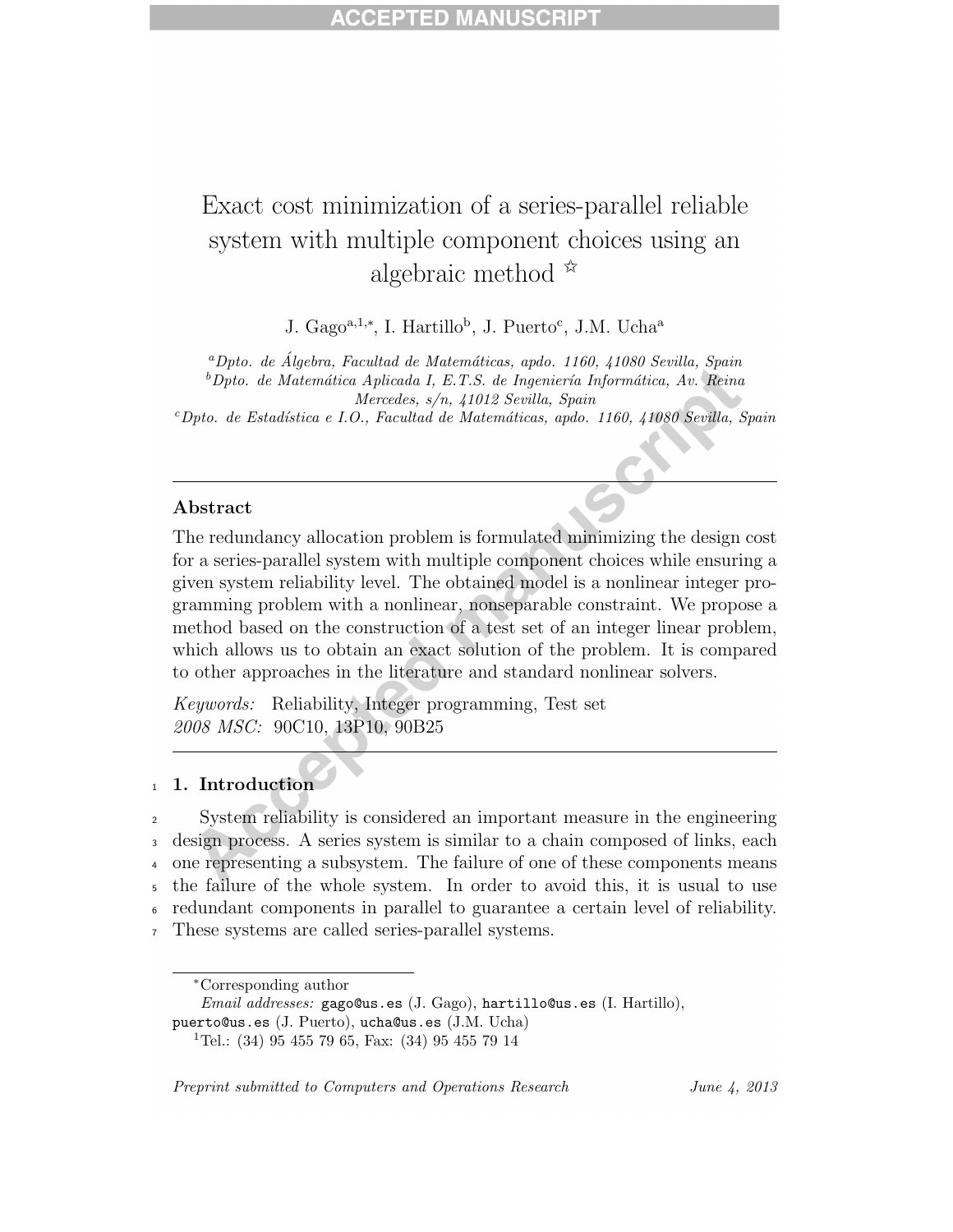# Exact cost minimization of a series-parallel reliable system with multiple component choices using an algebraic method ☆

J. Gago[a,1,*], I. Hartillo[b], J. Puerto[c], J.M. Ucha[a]

[a] *Dpto. de Álgebra, Facultad de Matemáticas, apdo. 1160, 41080 Sevilla, Spain*
[b] *Dpto. de Matemática Aplicada I, E.T.S. de Ingeniería Informática, Av. Reina Mercedes, s/n, 41012 Sevilla, Spain*
[c] *Dpto. de Estadística e I.O., Facultad de Matemáticas, apdo. 1160, 41080 Sevilla, Spain*

---

## Abstract

The redundancy allocation problem is formulated minimizing the design cost for a series-parallel system with multiple component choices while ensuring a given system reliability level. The obtained model is a nonlinear integer programming problem with a nonlinear, nonseparable constraint. We propose a method based on the construction of a test set of an integer linear problem, which allows us to obtain an exact solution of the problem. It is compared to other approaches in the literature and standard nonlinear solvers.

*Keywords:* Reliability, Integer programming, Test set
*2008 MSC:* 90C10, 13P10, 90B25

---

## 1. Introduction

System reliability is considered an important measure in the engineering design process. A series system is similar to a chain composed of links, each one representing a subsystem. The failure of one of these components means the failure of the whole system. In order to avoid this, it is usual to use redundant components in parallel to guarantee a certain level of reliability. These systems are called series-parallel systems.

*Corresponding author
*Email addresses:* gago@us.es (J. Gago), hartillo@us.es (I. Hartillo), puerto@us.es (J. Puerto), ucha@us.es (J.M. Ucha)
[1] Tel.: (34) 95 455 79 65, Fax: (34) 95 455 79 14

*Preprint submitted to Computers and Operations Research* *June 4, 2013*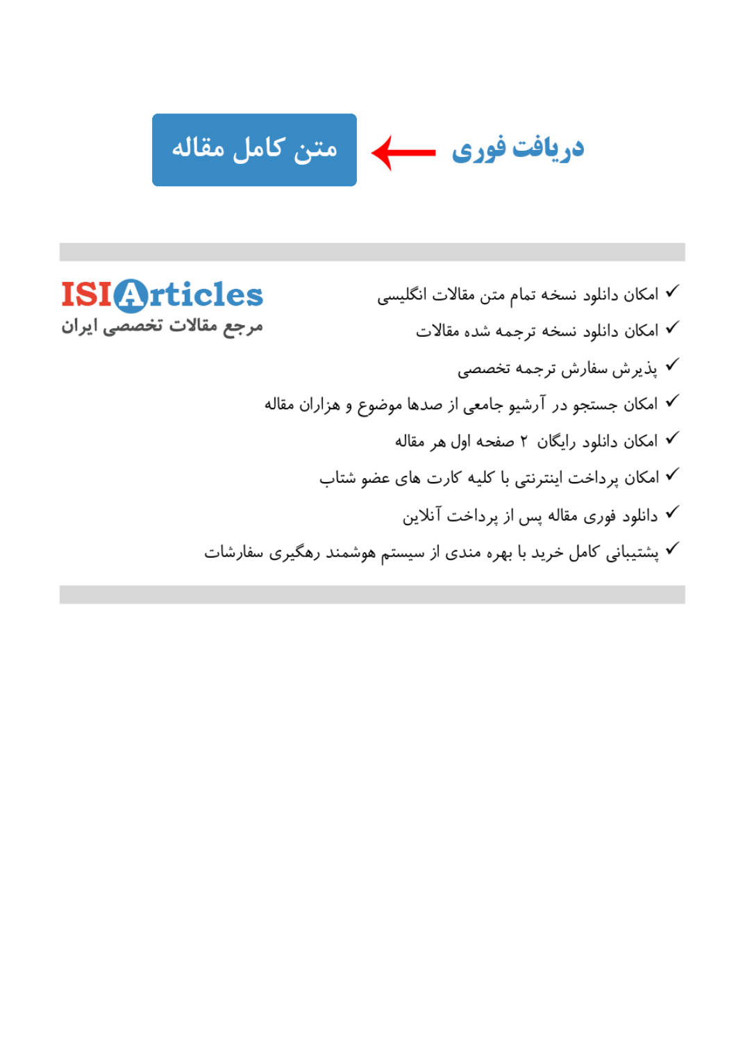دریافت فوری ← متن کامل مقاله

**ISIArticles**
مرجع مقالات تخصصی ایران

- ✓ امکان دانلود نسخه تمام متن مقالات انگلیسی
- ✓ امکان دانلود نسخه ترجمه شده مقالات
- ✓ پذیرش سفارش ترجمه تخصصی
- ✓ امکان جستجو در آرشیو جامعی از صدها موضوع و هزاران مقاله
- ✓ امکان دانلود رایگان ۲ صفحه اول هر مقاله
- ✓ امکان پرداخت اینترنتی با کلیه کارت های عضو شتاب
- ✓ دانلود فوری مقاله پس از پرداخت آنلاین
- ✓ پشتیبانی کامل خرید با بهره مندی از سیستم هوشمند رهگیری سفارشات